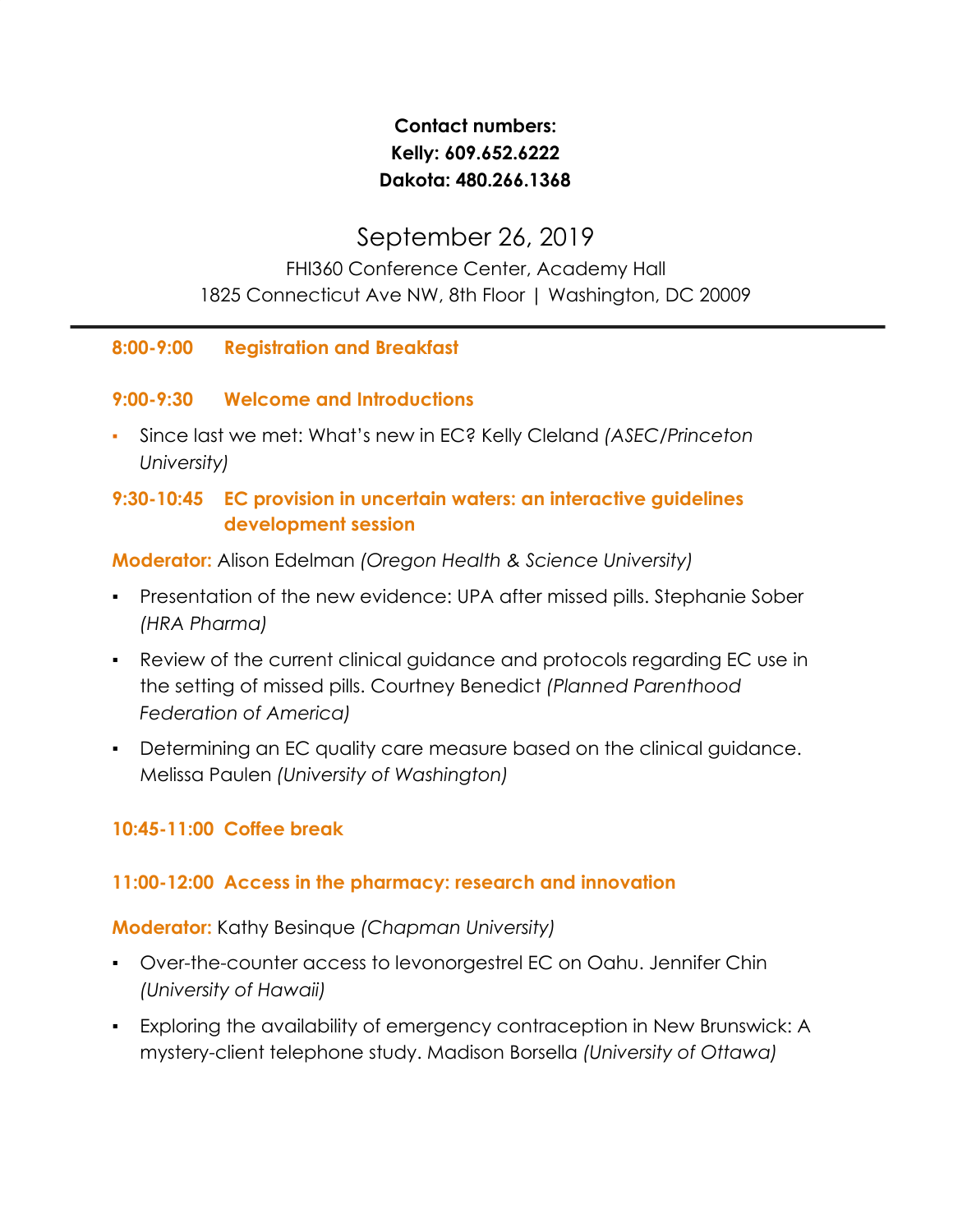**Contact numbers:**
**Kelly: 609.652.6222**
**Dakota: 480.266.1368**

# September 26, 2019

FHI360 Conference Center, Academy Hall
1825 Connecticut Ave NW, 8th Floor | Washington, DC 20009

---

### 8:00-9:00 Registration and Breakfast

### 9:00-9:30 Welcome and Introductions

- Since last we met: What's new in EC? Kelly Cleland *(ASEC/Princeton University)*

### 9:30-10:45 EC provision in uncertain waters: an interactive guidelines development session

**Moderator:** Alison Edelman *(Oregon Health & Science University)*

- Presentation of the new evidence: UPA after missed pills. Stephanie Sober *(HRA Pharma)*
- Review of the current clinical guidance and protocols regarding EC use in the setting of missed pills. Courtney Benedict *(Planned Parenthood Federation of America)*
- Determining an EC quality care measure based on the clinical guidance. Melissa Paulen *(University of Washington)*

### 10:45-11:00 Coffee break

### 11:00-12:00 Access in the pharmacy: research and innovation

**Moderator:** Kathy Besinque *(Chapman University)*

- Over-the-counter access to levonorgestrel EC on Oahu. Jennifer Chin *(University of Hawaii)*
- Exploring the availability of emergency contraception in New Brunswick: A mystery-client telephone study. Madison Borsella *(University of Ottawa)*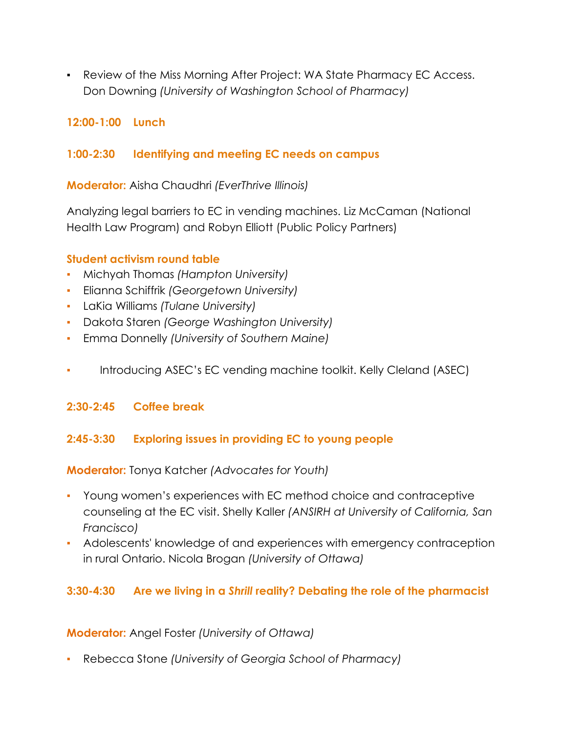- Review of the Miss Morning After Project: WA State Pharmacy EC Access. Don Downing *(University of Washington School of Pharmacy)*

**12:00-1:00 Lunch**

**1:00-2:30 Identifying and meeting EC needs on campus**

**Moderator:** Aisha Chaudhri *(EverThrive Illinois)*

Analyzing legal barriers to EC in vending machines. Liz McCaman (National Health Law Program) and Robyn Elliott (Public Policy Partners)

**Student activism round table**

- Michyah Thomas *(Hampton University)*
- Elianna Schiffrik *(Georgetown University)*
- LaKia Williams *(Tulane University)*
- Dakota Staren *(George Washington University)*
- Emma Donnelly *(University of Southern Maine)*

- Introducing ASEC's EC vending machine toolkit. Kelly Cleland (ASEC)

**2:30-2:45 Coffee break**

**2:45-3:30 Exploring issues in providing EC to young people**

**Moderator:** Tonya Katcher *(Advocates for Youth)*

- Young women's experiences with EC method choice and contraceptive counseling at the EC visit. Shelly Kaller *(ANSIRH at University of California, San Francisco)*
- Adolescents' knowledge of and experiences with emergency contraception in rural Ontario. Nicola Brogan *(University of Ottawa)*

**3:30-4:30 Are we living in a *Shrill* reality? Debating the role of the pharmacist**

**Moderator:** Angel Foster *(University of Ottawa)*

- Rebecca Stone *(University of Georgia School of Pharmacy)*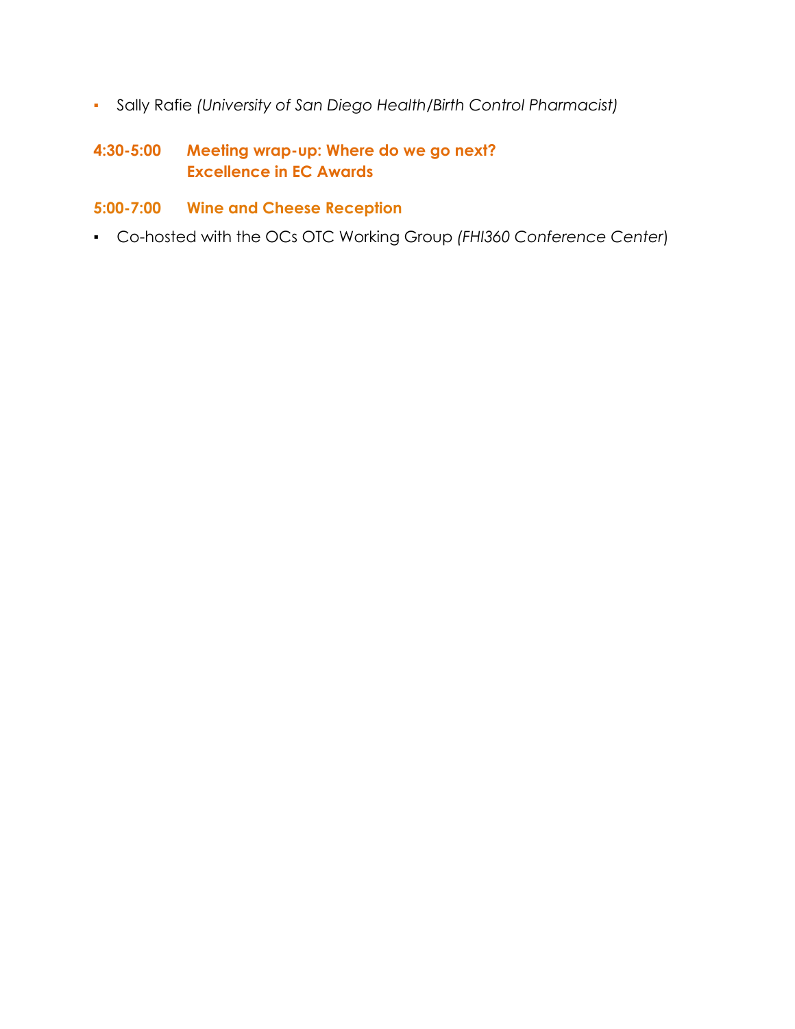- Sally Rafie *(University of San Diego Health/Birth Control Pharmacist)*

**4:30-5:00 Meeting wrap-up: Where do we go next?**
**Excellence in EC Awards**

**5:00-7:00 Wine and Cheese Reception**

- Co-hosted with the OCs OTC Working Group *(FHI360 Conference Center*)